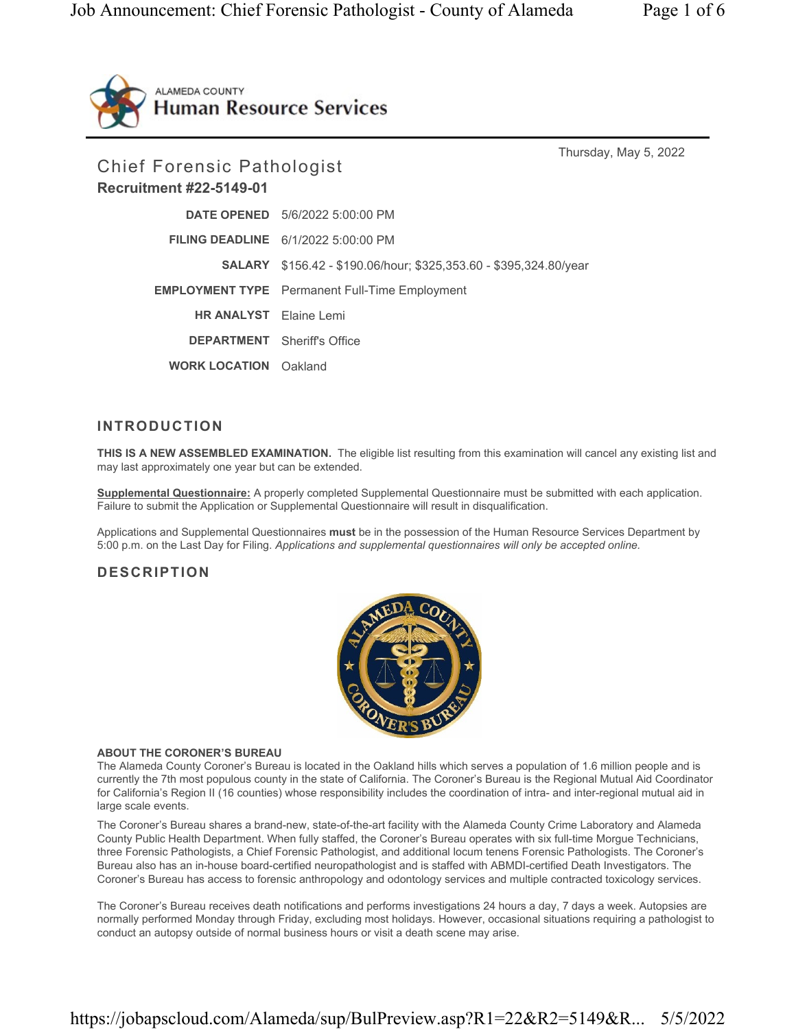ALAMEDA COUNTY
Human Resource Services

Thursday, May 5, 2022

# Chief Forensic Pathologist

**Recruitment #22-5149-01**

| | |
|---|---|
| **DATE OPENED** | 5/6/2022 5:00:00 PM |
| **FILING DEADLINE** | 6/1/2022 5:00:00 PM |
| **SALARY** | $156.42 - $190.06/hour; $325,353.60 - $395,324.80/year |
| **EMPLOYMENT TYPE** | Permanent Full-Time Employment |
| **HR ANALYST** | Elaine Lemi |
| **DEPARTMENT** | Sheriff's Office |
| **WORK LOCATION** | Oakland |

## INTRODUCTION

**THIS IS A NEW ASSEMBLED EXAMINATION.** The eligible list resulting from this examination will cancel any existing list and may last approximately one year but can be extended.

**Supplemental Questionnaire:** A properly completed Supplemental Questionnaire must be submitted with each application. Failure to submit the Application or Supplemental Questionnaire will result in disqualification.

Applications and Supplemental Questionnaires **must** be in the possession of the Human Resource Services Department by 5:00 p.m. on the Last Day for Filing. *Applications and supplemental questionnaires will only be accepted online.*

## DESCRIPTION

**ABOUT THE CORONER'S BUREAU**

The Alameda County Coroner's Bureau is located in the Oakland hills which serves a population of 1.6 million people and is currently the 7th most populous county in the state of California. The Coroner's Bureau is the Regional Mutual Aid Coordinator for California's Region II (16 counties) whose responsibility includes the coordination of intra- and inter-regional mutual aid in large scale events.

The Coroner's Bureau shares a brand-new, state-of-the-art facility with the Alameda County Crime Laboratory and Alameda County Public Health Department. When fully staffed, the Coroner's Bureau operates with six full-time Morgue Technicians, three Forensic Pathologists, a Chief Forensic Pathologist, and additional locum tenens Forensic Pathologists. The Coroner's Bureau also has an in-house board-certified neuropathologist and is staffed with ABMDI-certified Death Investigators. The Coroner's Bureau has access to forensic anthropology and odontology services and multiple contracted toxicology services.

The Coroner's Bureau receives death notifications and performs investigations 24 hours a day, 7 days a week. Autopsies are normally performed Monday through Friday, excluding most holidays. However, occasional situations requiring a pathologist to conduct an autopsy outside of normal business hours or visit a death scene may arise.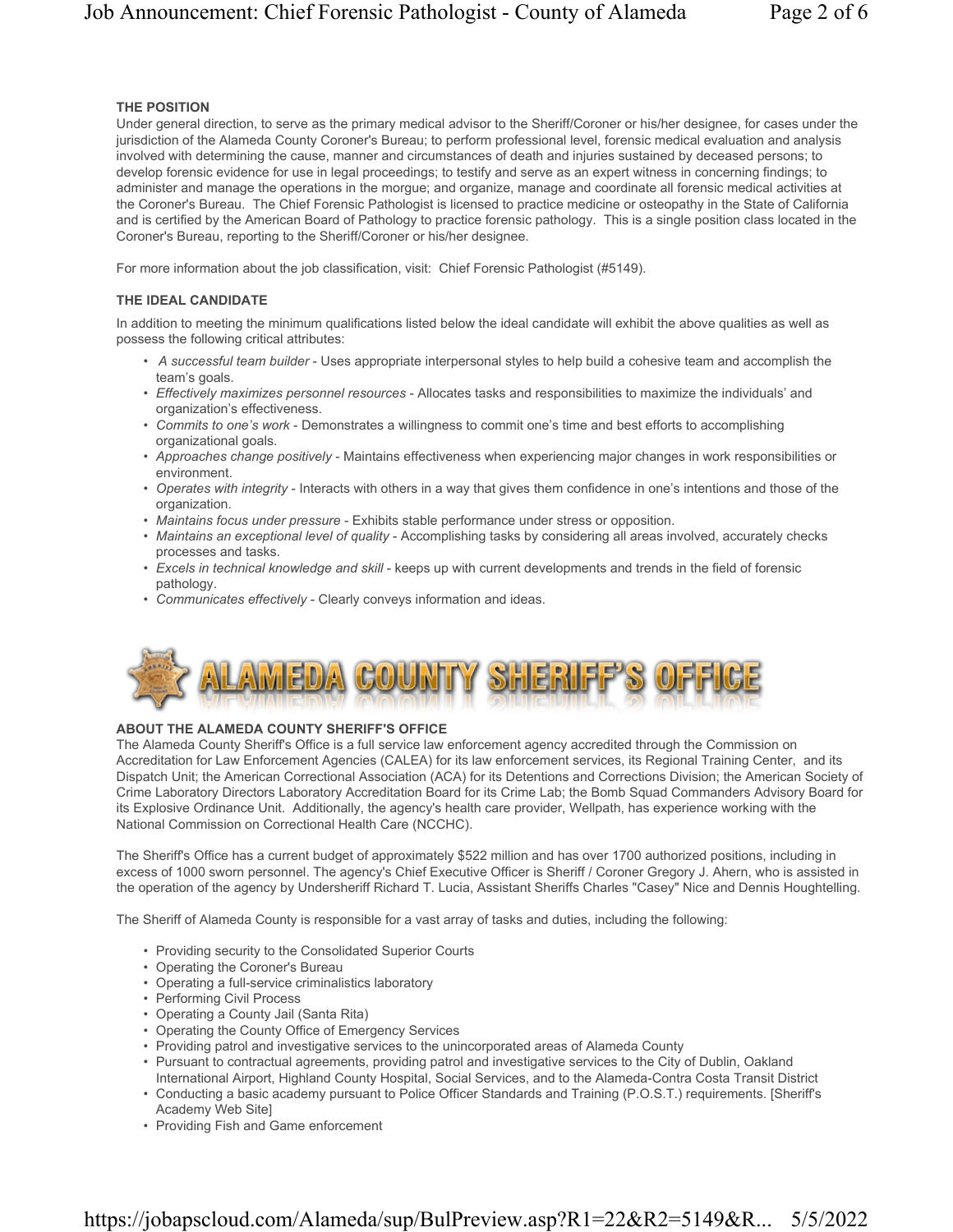### THE POSITION

Under general direction, to serve as the primary medical advisor to the Sheriff/Coroner or his/her designee, for cases under the jurisdiction of the Alameda County Coroner's Bureau; to perform professional level, forensic medical evaluation and analysis involved with determining the cause, manner and circumstances of death and injuries sustained by deceased persons; to develop forensic evidence for use in legal proceedings; to testify and serve as an expert witness in concerning findings; to administer and manage the operations in the morgue; and organize, manage and coordinate all forensic medical activities at the Coroner's Bureau. The Chief Forensic Pathologist is licensed to practice medicine or osteopathy in the State of California and is certified by the American Board of Pathology to practice forensic pathology. This is a single position class located in the Coroner's Bureau, reporting to the Sheriff/Coroner or his/her designee.

For more information about the job classification, visit: Chief Forensic Pathologist (#5149).

### THE IDEAL CANDIDATE

In addition to meeting the minimum qualifications listed below the ideal candidate will exhibit the above qualities as well as possess the following critical attributes:

- *A successful team builder* - Uses appropriate interpersonal styles to help build a cohesive team and accomplish the team's goals.
- *Effectively maximizes personnel resources* - Allocates tasks and responsibilities to maximize the individuals' and organization's effectiveness.
- *Commits to one's work* - Demonstrates a willingness to commit one's time and best efforts to accomplishing organizational goals.
- *Approaches change positively* - Maintains effectiveness when experiencing major changes in work responsibilities or environment.
- *Operates with integrity* - Interacts with others in a way that gives them confidence in one's intentions and those of the organization.
- *Maintains focus under pressure* - Exhibits stable performance under stress or opposition.
- *Maintains an exceptional level of quality* - Accomplishing tasks by considering all areas involved, accurately checks processes and tasks.
- *Excels in technical knowledge and skill* - keeps up with current developments and trends in the field of forensic pathology.
- *Communicates effectively* - Clearly conveys information and ideas.

ALAMEDA COUNTY SHERIFF'S OFFICE

### ABOUT THE ALAMEDA COUNTY SHERIFF'S OFFICE

The Alameda County Sheriff's Office is a full service law enforcement agency accredited through the Commission on Accreditation for Law Enforcement Agencies (CALEA) for its law enforcement services, its Regional Training Center, and its Dispatch Unit; the American Correctional Association (ACA) for its Detentions and Corrections Division; the American Society of Crime Laboratory Directors Laboratory Accreditation Board for its Crime Lab; the Bomb Squad Commanders Advisory Board for its Explosive Ordinance Unit. Additionally, the agency's health care provider, Wellpath, has experience working with the National Commission on Correctional Health Care (NCCHC).

The Sheriff's Office has a current budget of approximately $522 million and has over 1700 authorized positions, including in excess of 1000 sworn personnel. The agency's Chief Executive Officer is Sheriff / Coroner Gregory J. Ahern, who is assisted in the operation of the agency by Undersheriff Richard T. Lucia, Assistant Sheriffs Charles "Casey" Nice and Dennis Houghtelling.

The Sheriff of Alameda County is responsible for a vast array of tasks and duties, including the following:

- Providing security to the Consolidated Superior Courts
- Operating the Coroner's Bureau
- Operating a full-service criminalistics laboratory
- Performing Civil Process
- Operating a County Jail (Santa Rita)
- Operating the County Office of Emergency Services
- Providing patrol and investigative services to the unincorporated areas of Alameda County
- Pursuant to contractual agreements, providing patrol and investigative services to the City of Dublin, Oakland International Airport, Highland County Hospital, Social Services, and to the Alameda-Contra Costa Transit District
- Conducting a basic academy pursuant to Police Officer Standards and Training (P.O.S.T.) requirements. [Sheriff's Academy Web Site]
- Providing Fish and Game enforcement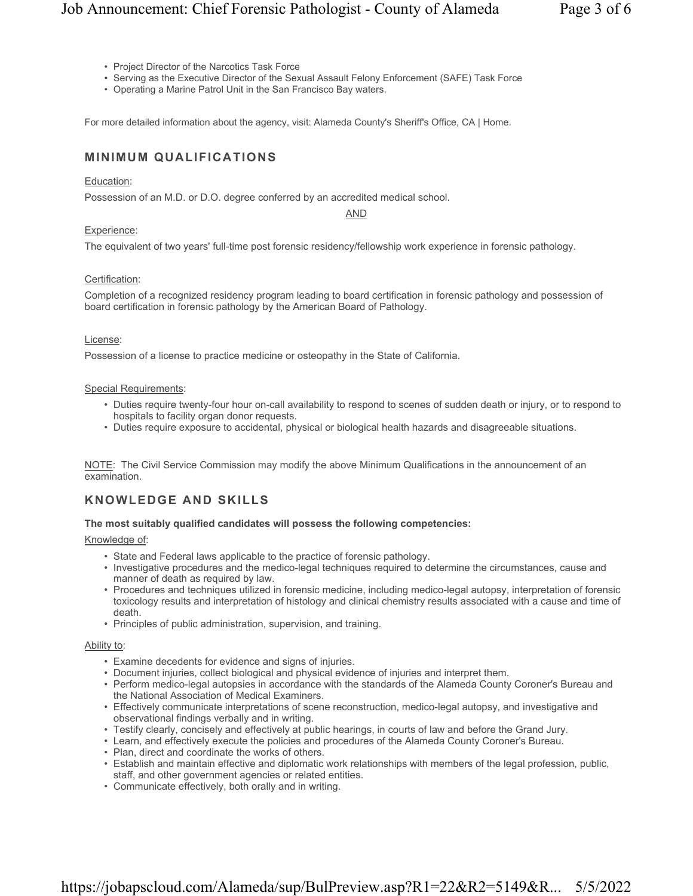- Project Director of the Narcotics Task Force
- Serving as the Executive Director of the Sexual Assault Felony Enforcement (SAFE) Task Force
- Operating a Marine Patrol Unit in the San Francisco Bay waters.

For more detailed information about the agency, visit: Alameda County's Sheriff's Office, CA | Home.

## MINIMUM QUALIFICATIONS

Education:

Possession of an M.D. or D.O. degree conferred by an accredited medical school.

AND

Experience:

The equivalent of two years' full-time post forensic residency/fellowship work experience in forensic pathology.

Certification:

Completion of a recognized residency program leading to board certification in forensic pathology and possession of board certification in forensic pathology by the American Board of Pathology.

License:

Possession of a license to practice medicine or osteopathy in the State of California.

Special Requirements:

- Duties require twenty-four hour on-call availability to respond to scenes of sudden death or injury, or to respond to hospitals to facility organ donor requests.
- Duties require exposure to accidental, physical or biological health hazards and disagreeable situations.

NOTE: The Civil Service Commission may modify the above Minimum Qualifications in the announcement of an examination.

## KNOWLEDGE AND SKILLS

**The most suitably qualified candidates will possess the following competencies:**

Knowledge of:

- State and Federal laws applicable to the practice of forensic pathology.
- Investigative procedures and the medico-legal techniques required to determine the circumstances, cause and manner of death as required by law.
- Procedures and techniques utilized in forensic medicine, including medico-legal autopsy, interpretation of forensic toxicology results and interpretation of histology and clinical chemistry results associated with a cause and time of death.
- Principles of public administration, supervision, and training.

Ability to:

- Examine decedents for evidence and signs of injuries.
- Document injuries, collect biological and physical evidence of injuries and interpret them.
- Perform medico-legal autopsies in accordance with the standards of the Alameda County Coroner's Bureau and the National Association of Medical Examiners.
- Effectively communicate interpretations of scene reconstruction, medico-legal autopsy, and investigative and observational findings verbally and in writing.
- Testify clearly, concisely and effectively at public hearings, in courts of law and before the Grand Jury.
- Learn, and effectively execute the policies and procedures of the Alameda County Coroner's Bureau.
- Plan, direct and coordinate the works of others.
- Establish and maintain effective and diplomatic work relationships with members of the legal profession, public, staff, and other government agencies or related entities.
- Communicate effectively, both orally and in writing.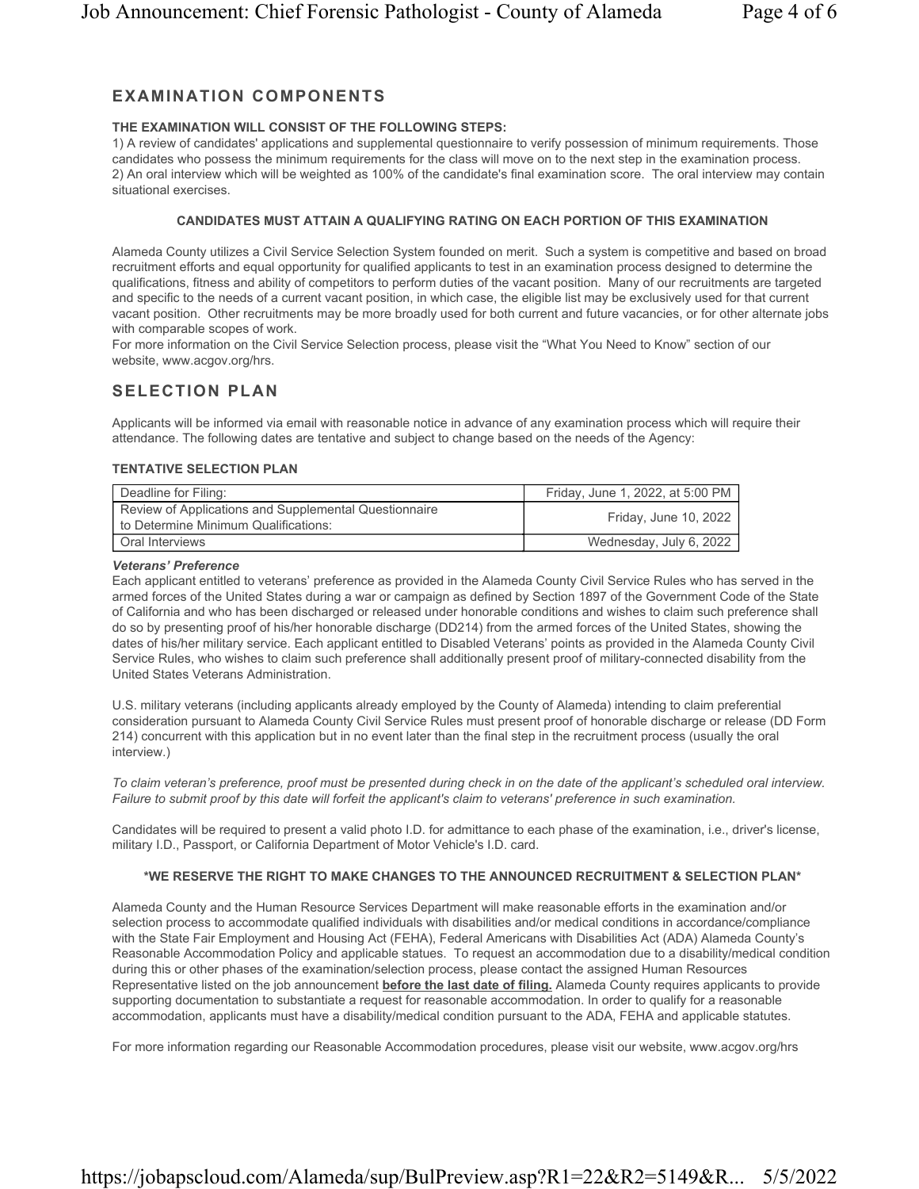## EXAMINATION COMPONENTS

**THE EXAMINATION WILL CONSIST OF THE FOLLOWING STEPS:**

1) A review of candidates' applications and supplemental questionnaire to verify possession of minimum requirements. Those candidates who possess the minimum requirements for the class will move on to the next step in the examination process.
2) An oral interview which will be weighted as 100% of the candidate's final examination score. The oral interview may contain situational exercises.

**CANDIDATES MUST ATTAIN A QUALIFYING RATING ON EACH PORTION OF THIS EXAMINATION**

Alameda County utilizes a Civil Service Selection System founded on merit. Such a system is competitive and based on broad recruitment efforts and equal opportunity for qualified applicants to test in an examination process designed to determine the qualifications, fitness and ability of competitors to perform duties of the vacant position. Many of our recruitments are targeted and specific to the needs of a current vacant position, in which case, the eligible list may be exclusively used for that current vacant position. Other recruitments may be more broadly used for both current and future vacancies, or for other alternate jobs with comparable scopes of work.
For more information on the Civil Service Selection process, please visit the "What You Need to Know" section of our website, www.acgov.org/hrs.

## SELECTION PLAN

Applicants will be informed via email with reasonable notice in advance of any examination process which will require their attendance. The following dates are tentative and subject to change based on the needs of the Agency:

**TENTATIVE SELECTION PLAN**

| | |
|---|---|
| Deadline for Filing: | Friday, June 1, 2022, at 5:00 PM |
| Review of Applications and Supplemental Questionnaire to Determine Minimum Qualifications: | Friday, June 10, 2022 |
| Oral Interviews | Wednesday, July 6, 2022 |

***Veterans' Preference***

Each applicant entitled to veterans' preference as provided in the Alameda County Civil Service Rules who has served in the armed forces of the United States during a war or campaign as defined by Section 1897 of the Government Code of the State of California and who has been discharged or released under honorable conditions and wishes to claim such preference shall do so by presenting proof of his/her honorable discharge (DD214) from the armed forces of the United States, showing the dates of his/her military service. Each applicant entitled to Disabled Veterans' points as provided in the Alameda County Civil Service Rules, who wishes to claim such preference shall additionally present proof of military-connected disability from the United States Veterans Administration.

U.S. military veterans (including applicants already employed by the County of Alameda) intending to claim preferential consideration pursuant to Alameda County Civil Service Rules must present proof of honorable discharge or release (DD Form 214) concurrent with this application but in no event later than the final step in the recruitment process (usually the oral interview.)

*To claim veteran's preference, proof must be presented during check in on the date of the applicant's scheduled oral interview. Failure to submit proof by this date will forfeit the applicant's claim to veterans' preference in such examination.*

Candidates will be required to present a valid photo I.D. for admittance to each phase of the examination, i.e., driver's license, military I.D., Passport, or California Department of Motor Vehicle's I.D. card.

**\*WE RESERVE THE RIGHT TO MAKE CHANGES TO THE ANNOUNCED RECRUITMENT & SELECTION PLAN\***

Alameda County and the Human Resource Services Department will make reasonable efforts in the examination and/or selection process to accommodate qualified individuals with disabilities and/or medical conditions in accordance/compliance with the State Fair Employment and Housing Act (FEHA), Federal Americans with Disabilities Act (ADA) Alameda County's Reasonable Accommodation Policy and applicable statues. To request an accommodation due to a disability/medical condition during this or other phases of the examination/selection process, please contact the assigned Human Resources Representative listed on the job announcement **before the last date of filing.** Alameda County requires applicants to provide supporting documentation to substantiate a request for reasonable accommodation. In order to qualify for a reasonable accommodation, applicants must have a disability/medical condition pursuant to the ADA, FEHA and applicable statutes.

For more information regarding our Reasonable Accommodation procedures, please visit our website, www.acgov.org/hrs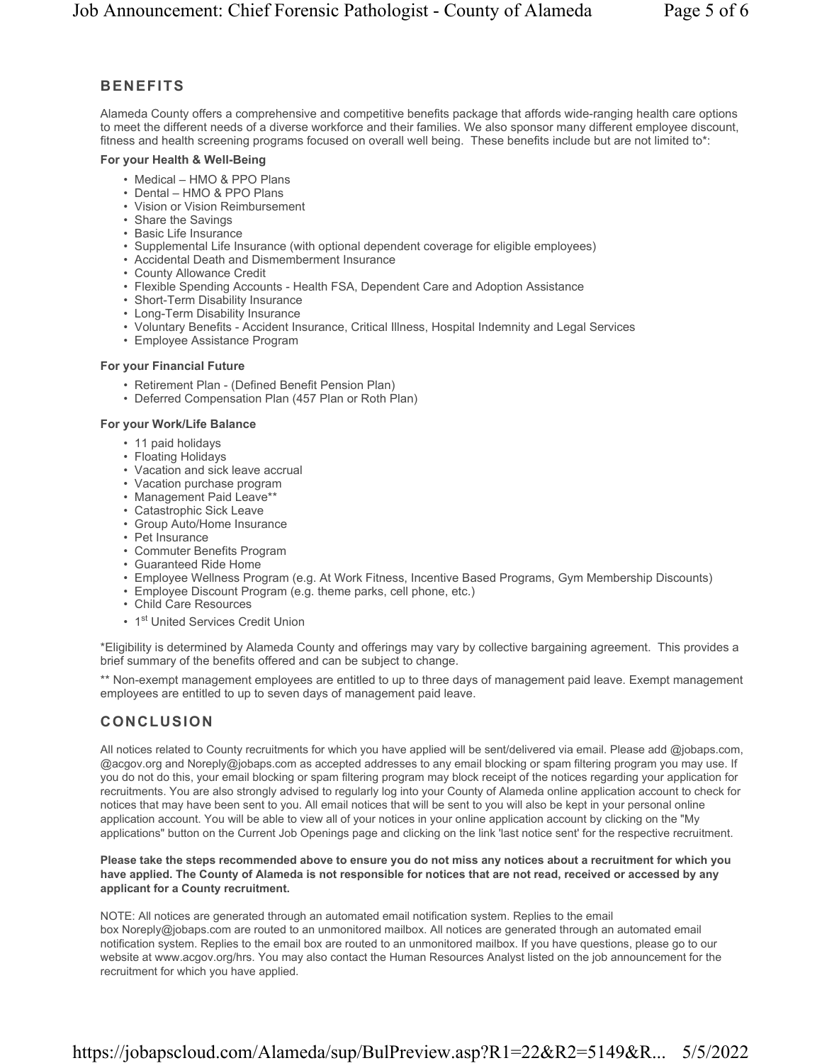## BENEFITS

Alameda County offers a comprehensive and competitive benefits package that affords wide-ranging health care options to meet the different needs of a diverse workforce and their families. We also sponsor many different employee discount, fitness and health screening programs focused on overall well being. These benefits include but are not limited to*:

**For your Health & Well-Being**

- Medical – HMO & PPO Plans
- Dental – HMO & PPO Plans
- Vision or Vision Reimbursement
- Share the Savings
- Basic Life Insurance
- Supplemental Life Insurance (with optional dependent coverage for eligible employees)
- Accidental Death and Dismemberment Insurance
- County Allowance Credit
- Flexible Spending Accounts - Health FSA, Dependent Care and Adoption Assistance
- Short-Term Disability Insurance
- Long-Term Disability Insurance
- Voluntary Benefits - Accident Insurance, Critical Illness, Hospital Indemnity and Legal Services
- Employee Assistance Program

**For your Financial Future**

- Retirement Plan - (Defined Benefit Pension Plan)
- Deferred Compensation Plan (457 Plan or Roth Plan)

**For your Work/Life Balance**

- 11 paid holidays
- Floating Holidays
- Vacation and sick leave accrual
- Vacation purchase program
- Management Paid Leave**
- Catastrophic Sick Leave
- Group Auto/Home Insurance
- Pet Insurance
- Commuter Benefits Program
- Guaranteed Ride Home
- Employee Wellness Program (e.g. At Work Fitness, Incentive Based Programs, Gym Membership Discounts)
- Employee Discount Program (e.g. theme parks, cell phone, etc.)
- Child Care Resources
- 1st United Services Credit Union

*Eligibility is determined by Alameda County and offerings may vary by collective bargaining agreement. This provides a brief summary of the benefits offered and can be subject to change.

** Non-exempt management employees are entitled to up to three days of management paid leave. Exempt management employees are entitled to up to seven days of management paid leave.

## CONCLUSION

All notices related to County recruitments for which you have applied will be sent/delivered via email. Please add @jobaps.com, @acgov.org and Noreply@jobaps.com as accepted addresses to any email blocking or spam filtering program you may use. If you do not do this, your email blocking or spam filtering program may block receipt of the notices regarding your application for recruitments. You are also strongly advised to regularly log into your County of Alameda online application account to check for notices that may have been sent to you. All email notices that will be sent to you will also be kept in your personal online application account. You will be able to view all of your notices in your online application account by clicking on the "My applications" button on the Current Job Openings page and clicking on the link 'last notice sent' for the respective recruitment.

**Please take the steps recommended above to ensure you do not miss any notices about a recruitment for which you have applied. The County of Alameda is not responsible for notices that are not read, received or accessed by any applicant for a County recruitment.**

NOTE: All notices are generated through an automated email notification system. Replies to the email box Noreply@jobaps.com are routed to an unmonitored mailbox. All notices are generated through an automated email notification system. Replies to the email box are routed to an unmonitored mailbox. If you have questions, please go to our website at www.acgov.org/hrs. You may also contact the Human Resources Analyst listed on the job announcement for the recruitment for which you have applied.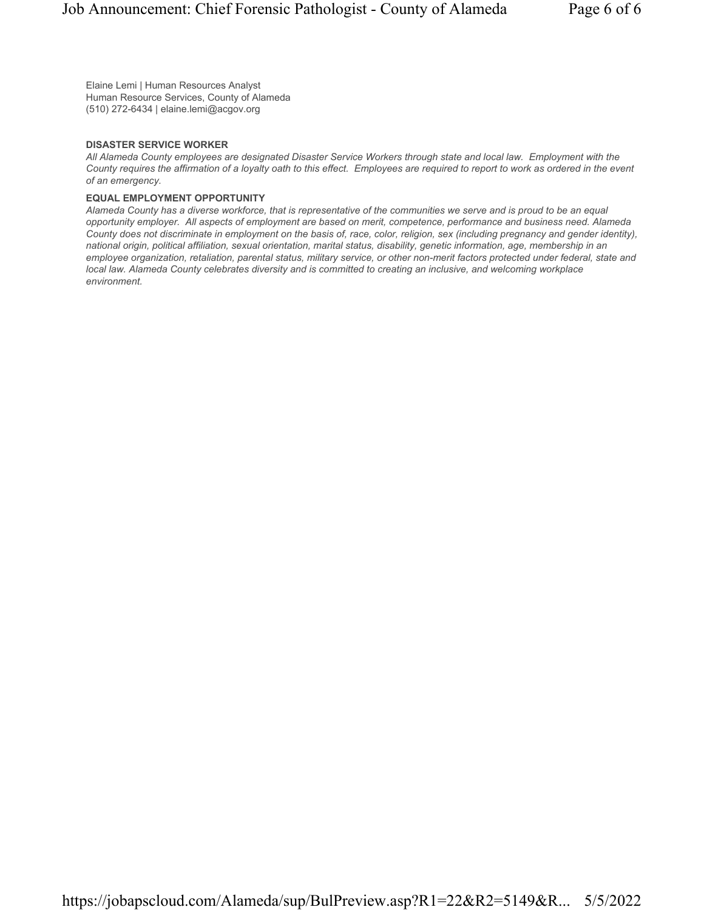Elaine Lemi | Human Resources Analyst
Human Resource Services, County of Alameda
(510) 272-6434 | elaine.lemi@acgov.org

**DISASTER SERVICE WORKER**

*All Alameda County employees are designated Disaster Service Workers through state and local law. Employment with the County requires the affirmation of a loyalty oath to this effect. Employees are required to report to work as ordered in the event of an emergency.*

**EQUAL EMPLOYMENT OPPORTUNITY**

*Alameda County has a diverse workforce, that is representative of the communities we serve and is proud to be an equal opportunity employer. All aspects of employment are based on merit, competence, performance and business need. Alameda County does not discriminate in employment on the basis of, race, color, religion, sex (including pregnancy and gender identity), national origin, political affiliation, sexual orientation, marital status, disability, genetic information, age, membership in an employee organization, retaliation, parental status, military service, or other non-merit factors protected under federal, state and local law. Alameda County celebrates diversity and is committed to creating an inclusive, and welcoming workplace environment.*